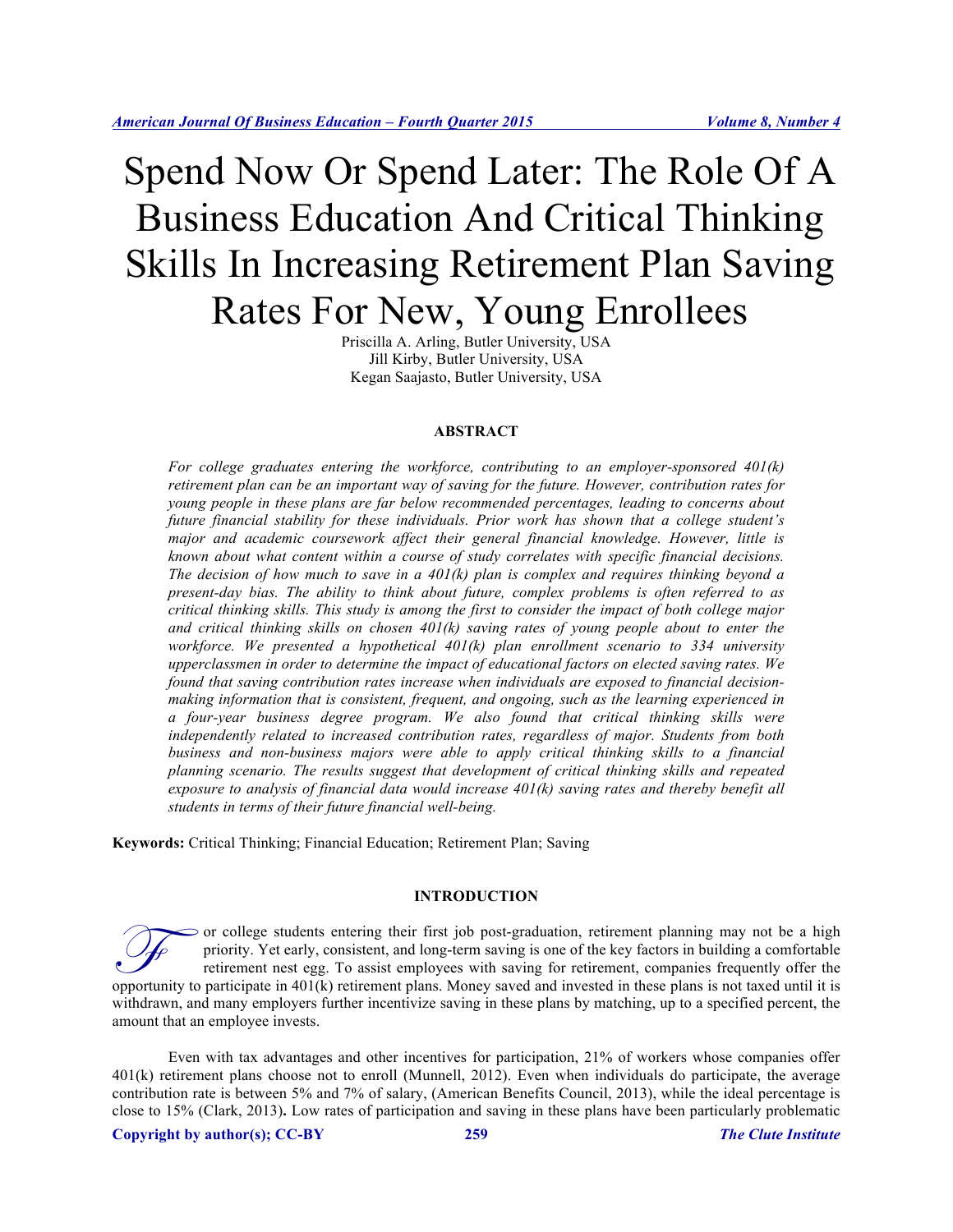# Spend Now Or Spend Later: The Role Of A Business Education And Critical Thinking Skills In Increasing Retirement Plan Saving Rates For New, Young Enrollees

Priscilla A. Arling, Butler University, USA
Jill Kirby, Butler University, USA
Kegan Saajasto, Butler University, USA

## ABSTRACT

*For college graduates entering the workforce, contributing to an employer-sponsored 401(k) retirement plan can be an important way of saving for the future. However, contribution rates for young people in these plans are far below recommended percentages, leading to concerns about future financial stability for these individuals. Prior work has shown that a college student's major and academic coursework affect their general financial knowledge. However, little is known about what content within a course of study correlates with specific financial decisions. The decision of how much to save in a 401(k) plan is complex and requires thinking beyond a present-day bias. The ability to think about future, complex problems is often referred to as critical thinking skills. This study is among the first to consider the impact of both college major and critical thinking skills on chosen 401(k) saving rates of young people about to enter the workforce. We presented a hypothetical 401(k) plan enrollment scenario to 334 university upperclassmen in order to determine the impact of educational factors on elected saving rates. We found that saving contribution rates increase when individuals are exposed to financial decision-making information that is consistent, frequent, and ongoing, such as the learning experienced in a four-year business degree program. We also found that critical thinking skills were independently related to increased contribution rates, regardless of major. Students from both business and non-business majors were able to apply critical thinking skills to a financial planning scenario. The results suggest that development of critical thinking skills and repeated exposure to analysis of financial data would increase 401(k) saving rates and thereby benefit all students in terms of their future financial well-being.*

**Keywords:** Critical Thinking; Financial Education; Retirement Plan; Saving

## INTRODUCTION

For college students entering their first job post-graduation, retirement planning may not be a high priority. Yet early, consistent, and long-term saving is one of the key factors in building a comfortable retirement nest egg. To assist employees with saving for retirement, companies frequently offer the opportunity to participate in 401(k) retirement plans. Money saved and invested in these plans is not taxed until it is withdrawn, and many employers further incentivize saving in these plans by matching, up to a specified percent, the amount that an employee invests.

Even with tax advantages and other incentives for participation, 21% of workers whose companies offer 401(k) retirement plans choose not to enroll (Munnell, 2012). Even when individuals do participate, the average contribution rate is between 5% and 7% of salary, (American Benefits Council, 2013), while the ideal percentage is close to 15% (Clark, 2013). Low rates of participation and saving in these plans have been particularly problematic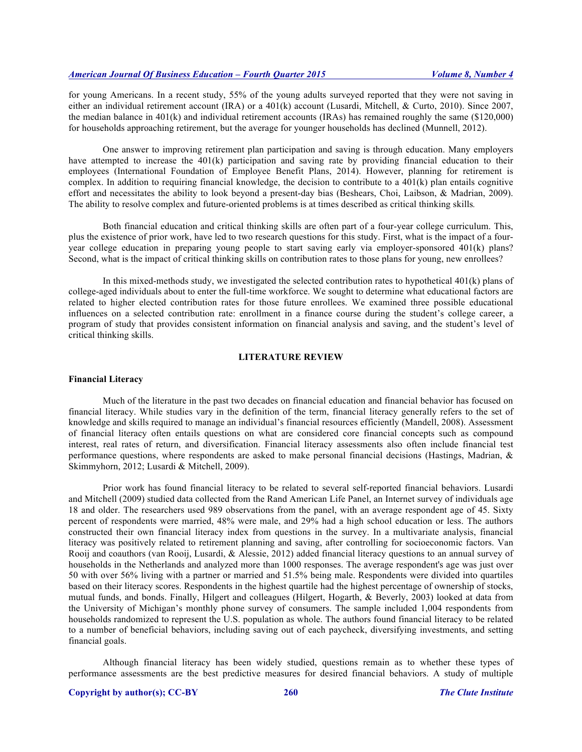for young Americans. In a recent study, 55% of the young adults surveyed reported that they were not saving in either an individual retirement account (IRA) or a 401(k) account (Lusardi, Mitchell, & Curto, 2010). Since 2007, the median balance in 401(k) and individual retirement accounts (IRAs) has remained roughly the same ($120,000) for households approaching retirement, but the average for younger households has declined (Munnell, 2012).

One answer to improving retirement plan participation and saving is through education. Many employers have attempted to increase the 401(k) participation and saving rate by providing financial education to their employees (International Foundation of Employee Benefit Plans, 2014). However, planning for retirement is complex. In addition to requiring financial knowledge, the decision to contribute to a 401(k) plan entails cognitive effort and necessitates the ability to look beyond a present-day bias (Beshears, Choi, Laibson, & Madrian, 2009). The ability to resolve complex and future-oriented problems is at times described as critical thinking skills.

Both financial education and critical thinking skills are often part of a four-year college curriculum. This, plus the existence of prior work, have led to two research questions for this study. First, what is the impact of a four-year college education in preparing young people to start saving early via employer-sponsored 401(k) plans? Second, what is the impact of critical thinking skills on contribution rates to those plans for young, new enrollees?

In this mixed-methods study, we investigated the selected contribution rates to hypothetical 401(k) plans of college-aged individuals about to enter the full-time workforce. We sought to determine what educational factors are related to higher elected contribution rates for those future enrollees. We examined three possible educational influences on a selected contribution rate: enrollment in a finance course during the student's college career, a program of study that provides consistent information on financial analysis and saving, and the student's level of critical thinking skills.

## LITERATURE REVIEW

### Financial Literacy

Much of the literature in the past two decades on financial education and financial behavior has focused on financial literacy. While studies vary in the definition of the term, financial literacy generally refers to the set of knowledge and skills required to manage an individual's financial resources efficiently (Mandell, 2008). Assessment of financial literacy often entails questions on what are considered core financial concepts such as compound interest, real rates of return, and diversification. Financial literacy assessments also often include financial test performance questions, where respondents are asked to make personal financial decisions (Hastings, Madrian, & Skimmyhorn, 2012; Lusardi & Mitchell, 2009).

Prior work has found financial literacy to be related to several self-reported financial behaviors. Lusardi and Mitchell (2009) studied data collected from the Rand American Life Panel, an Internet survey of individuals age 18 and older. The researchers used 989 observations from the panel, with an average respondent age of 45. Sixty percent of respondents were married, 48% were male, and 29% had a high school education or less. The authors constructed their own financial literacy index from questions in the survey. In a multivariate analysis, financial literacy was positively related to retirement planning and saving, after controlling for socioeconomic factors. Van Rooij and coauthors (van Rooij, Lusardi, & Alessie, 2012) added financial literacy questions to an annual survey of households in the Netherlands and analyzed more than 1000 responses. The average respondent's age was just over 50 with over 56% living with a partner or married and 51.5% being male. Respondents were divided into quartiles based on their literacy scores. Respondents in the highest quartile had the highest percentage of ownership of stocks, mutual funds, and bonds. Finally, Hilgert and colleagues (Hilgert, Hogarth, & Beverly, 2003) looked at data from the University of Michigan's monthly phone survey of consumers. The sample included 1,004 respondents from households randomized to represent the U.S. population as whole. The authors found financial literacy to be related to a number of beneficial behaviors, including saving out of each paycheck, diversifying investments, and setting financial goals.

Although financial literacy has been widely studied, questions remain as to whether these types of performance assessments are the best predictive measures for desired financial behaviors. A study of multiple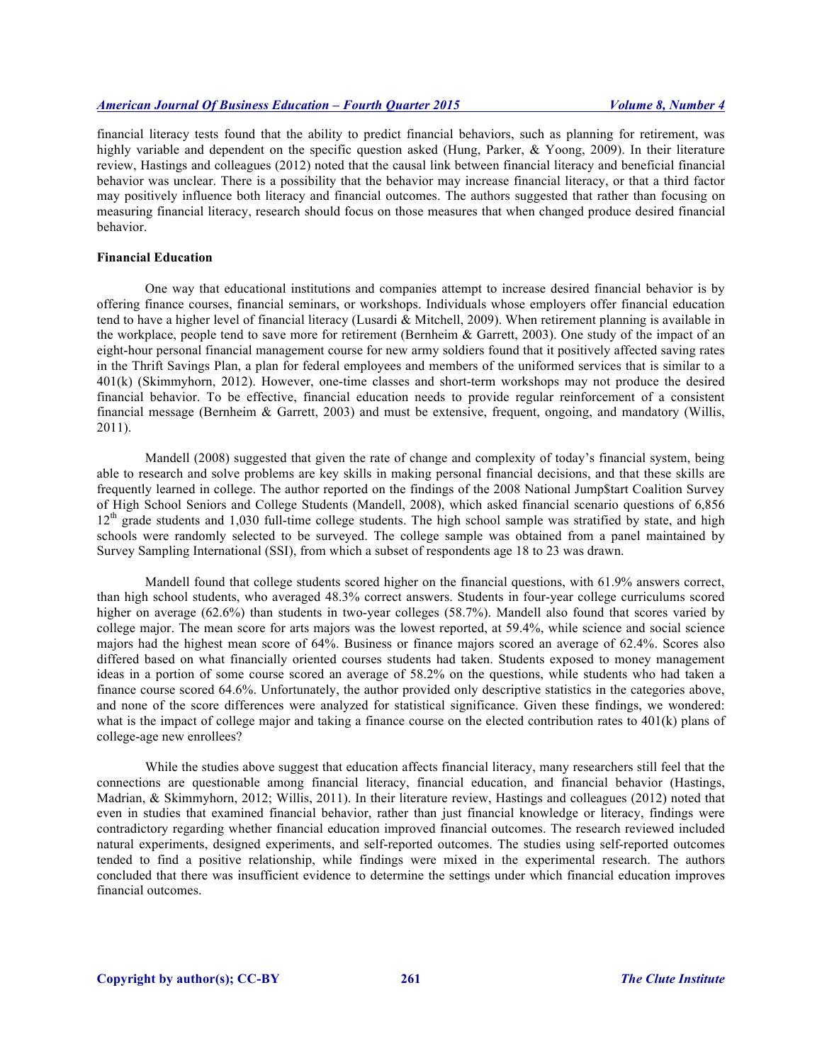financial literacy tests found that the ability to predict financial behaviors, such as planning for retirement, was highly variable and dependent on the specific question asked (Hung, Parker, & Yoong, 2009). In their literature review, Hastings and colleagues (2012) noted that the causal link between financial literacy and beneficial financial behavior was unclear. There is a possibility that the behavior may increase financial literacy, or that a third factor may positively influence both literacy and financial outcomes. The authors suggested that rather than focusing on measuring financial literacy, research should focus on those measures that when changed produce desired financial behavior.

**Financial Education**

One way that educational institutions and companies attempt to increase desired financial behavior is by offering finance courses, financial seminars, or workshops. Individuals whose employers offer financial education tend to have a higher level of financial literacy (Lusardi & Mitchell, 2009). When retirement planning is available in the workplace, people tend to save more for retirement (Bernheim & Garrett, 2003). One study of the impact of an eight-hour personal financial management course for new army soldiers found that it positively affected saving rates in the Thrift Savings Plan, a plan for federal employees and members of the uniformed services that is similar to a 401(k) (Skimmyhorn, 2012). However, one-time classes and short-term workshops may not produce the desired financial behavior. To be effective, financial education needs to provide regular reinforcement of a consistent financial message (Bernheim & Garrett, 2003) and must be extensive, frequent, ongoing, and mandatory (Willis, 2011).

Mandell (2008) suggested that given the rate of change and complexity of today's financial system, being able to research and solve problems are key skills in making personal financial decisions, and that these skills are frequently learned in college. The author reported on the findings of the 2008 National Jump$tart Coalition Survey of High School Seniors and College Students (Mandell, 2008), which asked financial scenario questions of 6,856 12th grade students and 1,030 full-time college students. The high school sample was stratified by state, and high schools were randomly selected to be surveyed. The college sample was obtained from a panel maintained by Survey Sampling International (SSI), from which a subset of respondents age 18 to 23 was drawn.

Mandell found that college students scored higher on the financial questions, with 61.9% answers correct, than high school students, who averaged 48.3% correct answers. Students in four-year college curriculums scored higher on average (62.6%) than students in two-year colleges (58.7%). Mandell also found that scores varied by college major. The mean score for arts majors was the lowest reported, at 59.4%, while science and social science majors had the highest mean score of 64%. Business or finance majors scored an average of 62.4%. Scores also differed based on what financially oriented courses students had taken. Students exposed to money management ideas in a portion of some course scored an average of 58.2% on the questions, while students who had taken a finance course scored 64.6%. Unfortunately, the author provided only descriptive statistics in the categories above, and none of the score differences were analyzed for statistical significance. Given these findings, we wondered: what is the impact of college major and taking a finance course on the elected contribution rates to 401(k) plans of college-age new enrollees?

While the studies above suggest that education affects financial literacy, many researchers still feel that the connections are questionable among financial literacy, financial education, and financial behavior (Hastings, Madrian, & Skimmyhorn, 2012; Willis, 2011). In their literature review, Hastings and colleagues (2012) noted that even in studies that examined financial behavior, rather than just financial knowledge or literacy, findings were contradictory regarding whether financial education improved financial outcomes. The research reviewed included natural experiments, designed experiments, and self-reported outcomes. The studies using self-reported outcomes tended to find a positive relationship, while findings were mixed in the experimental research. The authors concluded that there was insufficient evidence to determine the settings under which financial education improves financial outcomes.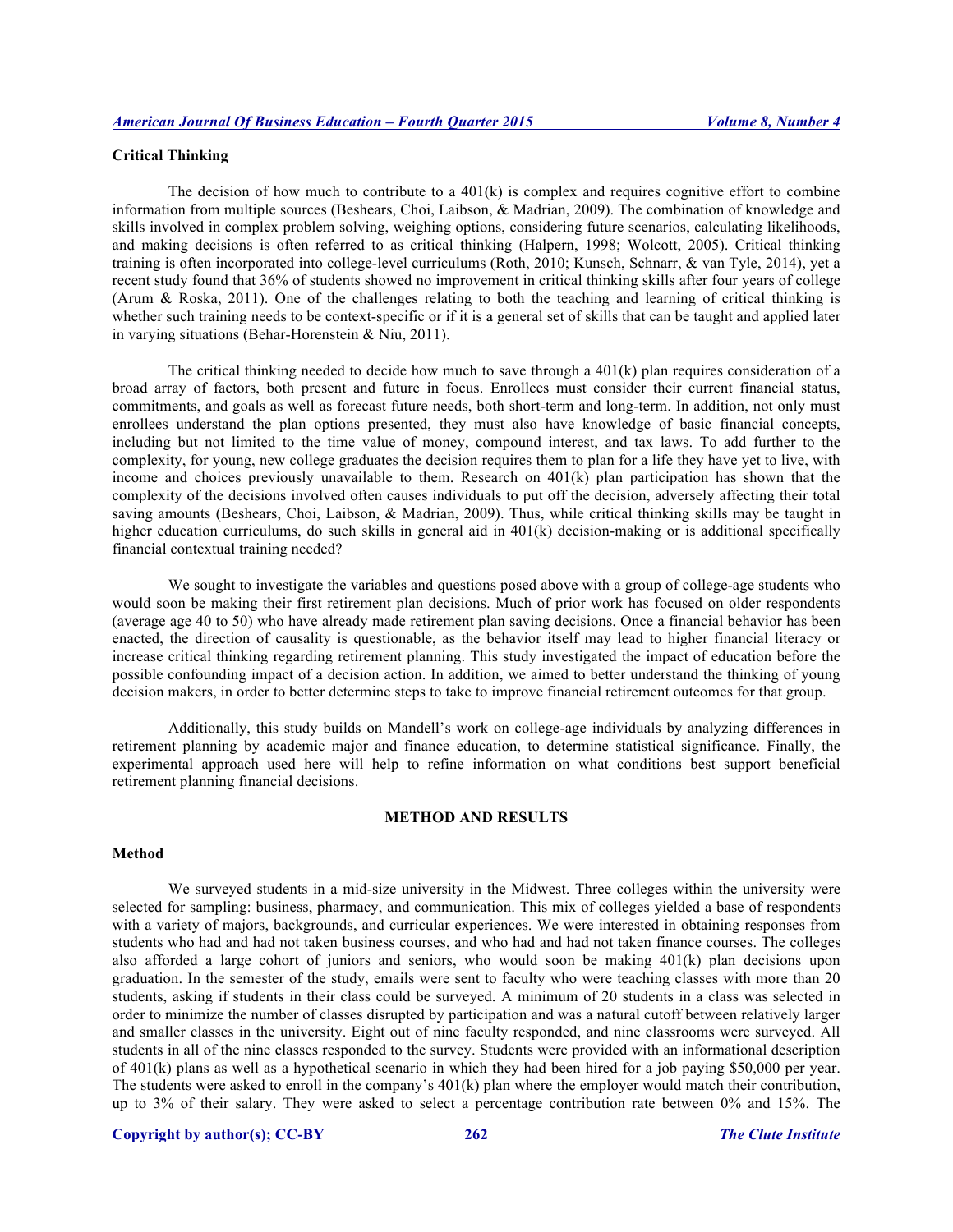### Critical Thinking

The decision of how much to contribute to a 401(k) is complex and requires cognitive effort to combine information from multiple sources (Beshears, Choi, Laibson, & Madrian, 2009). The combination of knowledge and skills involved in complex problem solving, weighing options, considering future scenarios, calculating likelihoods, and making decisions is often referred to as critical thinking (Halpern, 1998; Wolcott, 2005). Critical thinking training is often incorporated into college-level curriculums (Roth, 2010; Kunsch, Schnarr, & van Tyle, 2014), yet a recent study found that 36% of students showed no improvement in critical thinking skills after four years of college (Arum & Roska, 2011). One of the challenges relating to both the teaching and learning of critical thinking is whether such training needs to be context-specific or if it is a general set of skills that can be taught and applied later in varying situations (Behar-Horenstein & Niu, 2011).

The critical thinking needed to decide how much to save through a 401(k) plan requires consideration of a broad array of factors, both present and future in focus. Enrollees must consider their current financial status, commitments, and goals as well as forecast future needs, both short-term and long-term. In addition, not only must enrollees understand the plan options presented, they must also have knowledge of basic financial concepts, including but not limited to the time value of money, compound interest, and tax laws. To add further to the complexity, for young, new college graduates the decision requires them to plan for a life they have yet to live, with income and choices previously unavailable to them. Research on 401(k) plan participation has shown that the complexity of the decisions involved often causes individuals to put off the decision, adversely affecting their total saving amounts (Beshears, Choi, Laibson, & Madrian, 2009). Thus, while critical thinking skills may be taught in higher education curriculums, do such skills in general aid in 401(k) decision-making or is additional specifically financial contextual training needed?

We sought to investigate the variables and questions posed above with a group of college-age students who would soon be making their first retirement plan decisions. Much of prior work has focused on older respondents (average age 40 to 50) who have already made retirement plan saving decisions. Once a financial behavior has been enacted, the direction of causality is questionable, as the behavior itself may lead to higher financial literacy or increase critical thinking regarding retirement planning. This study investigated the impact of education before the possible confounding impact of a decision action. In addition, we aimed to better understand the thinking of young decision makers, in order to better determine steps to take to improve financial retirement outcomes for that group.

Additionally, this study builds on Mandell's work on college-age individuals by analyzing differences in retirement planning by academic major and finance education, to determine statistical significance. Finally, the experimental approach used here will help to refine information on what conditions best support beneficial retirement planning financial decisions.

## METHOD AND RESULTS

### Method

We surveyed students in a mid-size university in the Midwest. Three colleges within the university were selected for sampling: business, pharmacy, and communication. This mix of colleges yielded a base of respondents with a variety of majors, backgrounds, and curricular experiences. We were interested in obtaining responses from students who had and had not taken business courses, and who had and had not taken finance courses. The colleges also afforded a large cohort of juniors and seniors, who would soon be making 401(k) plan decisions upon graduation. In the semester of the study, emails were sent to faculty who were teaching classes with more than 20 students, asking if students in their class could be surveyed. A minimum of 20 students in a class was selected in order to minimize the number of classes disrupted by participation and was a natural cutoff between relatively larger and smaller classes in the university. Eight out of nine faculty responded, and nine classrooms were surveyed. All students in all of the nine classes responded to the survey. Students were provided with an informational description of 401(k) plans as well as a hypothetical scenario in which they had been hired for a job paying $50,000 per year. The students were asked to enroll in the company's 401(k) plan where the employer would match their contribution, up to 3% of their salary. They were asked to select a percentage contribution rate between 0% and 15%. The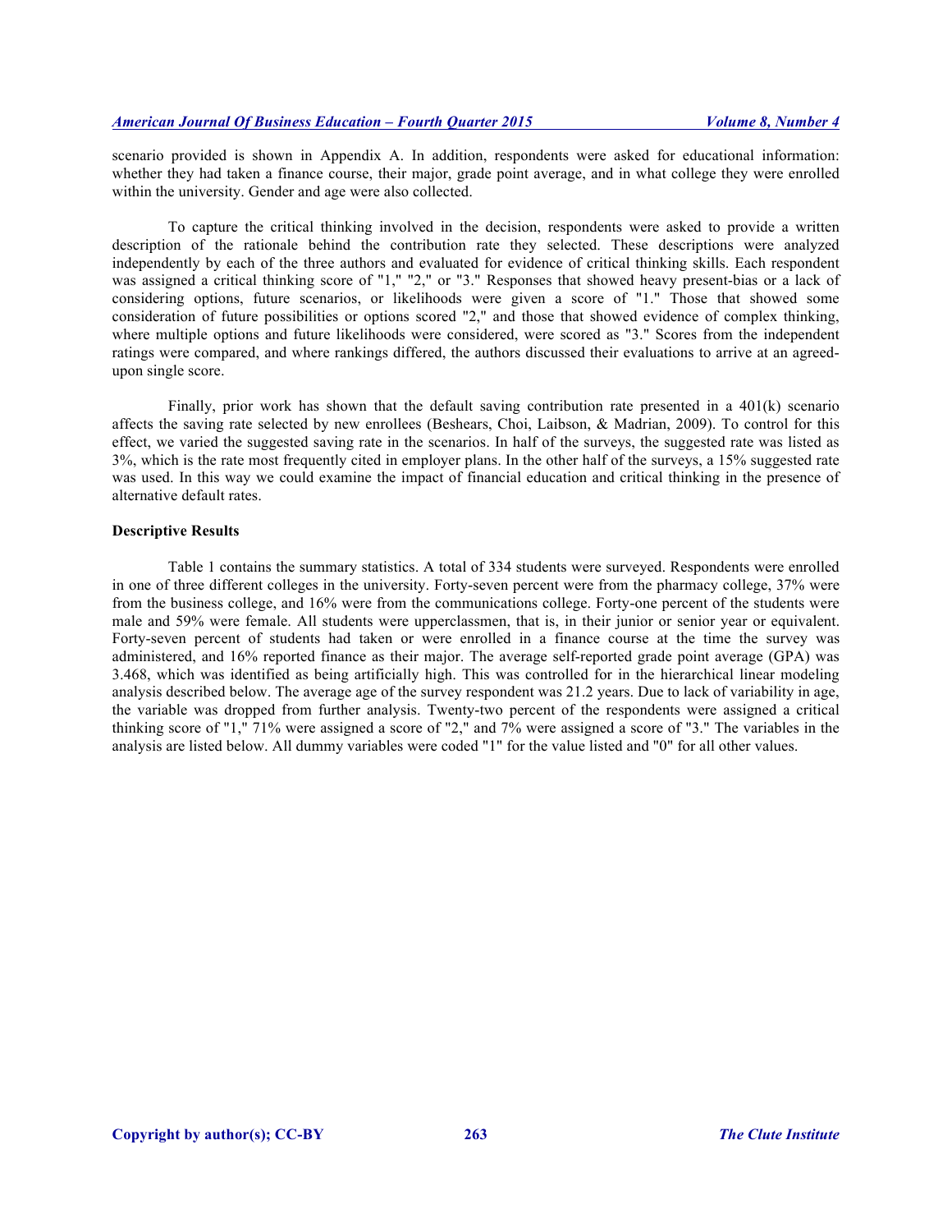scenario provided is shown in Appendix A. In addition, respondents were asked for educational information: whether they had taken a finance course, their major, grade point average, and in what college they were enrolled within the university. Gender and age were also collected.

To capture the critical thinking involved in the decision, respondents were asked to provide a written description of the rationale behind the contribution rate they selected. These descriptions were analyzed independently by each of the three authors and evaluated for evidence of critical thinking skills. Each respondent was assigned a critical thinking score of "1," "2," or "3." Responses that showed heavy present-bias or a lack of considering options, future scenarios, or likelihoods were given a score of "1." Those that showed some consideration of future possibilities or options scored "2," and those that showed evidence of complex thinking, where multiple options and future likelihoods were considered, were scored as "3." Scores from the independent ratings were compared, and where rankings differed, the authors discussed their evaluations to arrive at an agreed-upon single score.

Finally, prior work has shown that the default saving contribution rate presented in a 401(k) scenario affects the saving rate selected by new enrollees (Beshears, Choi, Laibson, & Madrian, 2009). To control for this effect, we varied the suggested saving rate in the scenarios. In half of the surveys, the suggested rate was listed as 3%, which is the rate most frequently cited in employer plans. In the other half of the surveys, a 15% suggested rate was used. In this way we could examine the impact of financial education and critical thinking in the presence of alternative default rates.

**Descriptive Results**

Table 1 contains the summary statistics. A total of 334 students were surveyed. Respondents were enrolled in one of three different colleges in the university. Forty-seven percent were from the pharmacy college, 37% were from the business college, and 16% were from the communications college. Forty-one percent of the students were male and 59% were female. All students were upperclassmen, that is, in their junior or senior year or equivalent. Forty-seven percent of students had taken or were enrolled in a finance course at the time the survey was administered, and 16% reported finance as their major. The average self-reported grade point average (GPA) was 3.468, which was identified as being artificially high. This was controlled for in the hierarchical linear modeling analysis described below. The average age of the survey respondent was 21.2 years. Due to lack of variability in age, the variable was dropped from further analysis. Twenty-two percent of the respondents were assigned a critical thinking score of "1," 71% were assigned a score of "2," and 7% were assigned a score of "3." The variables in the analysis are listed below. All dummy variables were coded "1" for the value listed and "0" for all other values.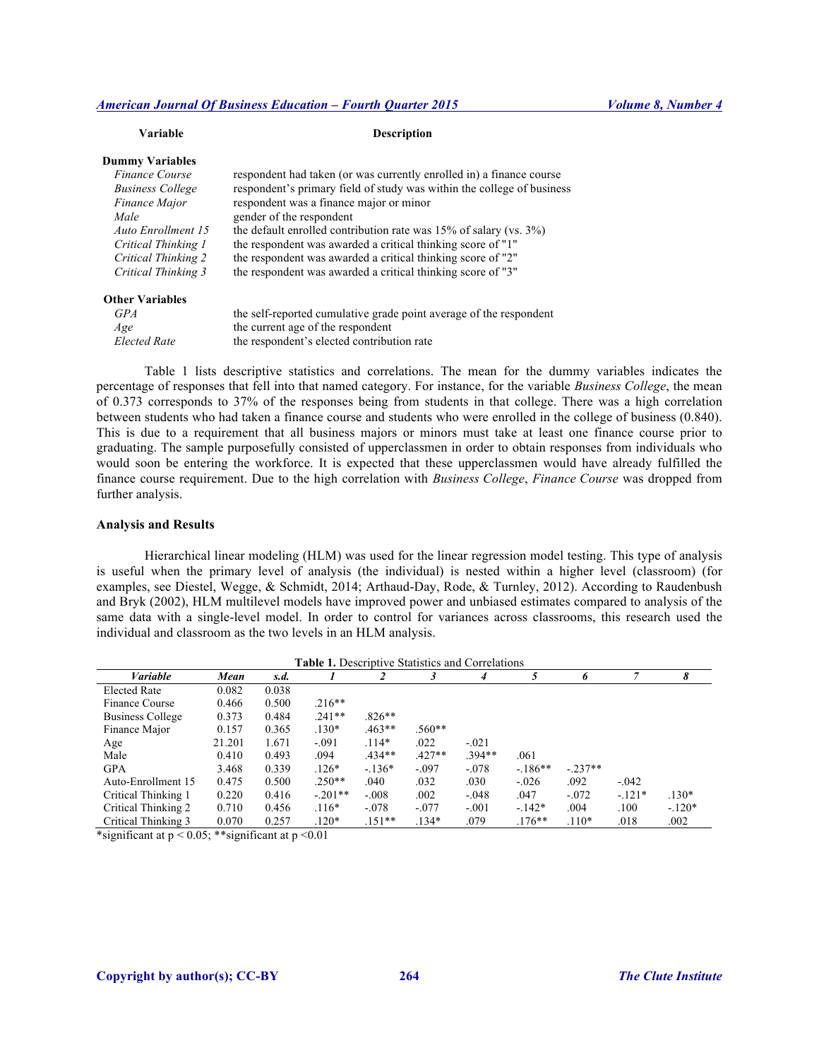| Variable | Description |
|---|---|
| **Dummy Variables** | |
| *Finance Course* | respondent had taken (or was currently enrolled in) a finance course |
| *Business College* | respondent's primary field of study was within the college of business |
| *Finance Major* | respondent was a finance major or minor |
| *Male* | gender of the respondent |
| *Auto Enrollment 15* | the default enrolled contribution rate was 15% of salary (vs. 3%) |
| *Critical Thinking 1* | the respondent was awarded a critical thinking score of "1" |
| *Critical Thinking 2* | the respondent was awarded a critical thinking score of "2" |
| *Critical Thinking 3* | the respondent was awarded a critical thinking score of "3" |
| **Other Variables** | |
| *GPA* | the self-reported cumulative grade point average of the respondent |
| *Age* | the current age of the respondent |
| *Elected Rate* | the respondent's elected contribution rate |

Table 1 lists descriptive statistics and correlations. The mean for the dummy variables indicates the percentage of responses that fell into that named category. For instance, for the variable *Business College*, the mean of 0.373 corresponds to 37% of the responses being from students in that college. There was a high correlation between students who had taken a finance course and students who were enrolled in the college of business (0.840). This is due to a requirement that all business majors or minors must take at least one finance course prior to graduating. The sample purposefully consisted of upperclassmen in order to obtain responses from individuals who would soon be entering the workforce. It is expected that these upperclassmen would have already fulfilled the finance course requirement. Due to the high correlation with *Business College*, *Finance Course* was dropped from further analysis.

### Analysis and Results

Hierarchical linear modeling (HLM) was used for the linear regression model testing. This type of analysis is useful when the primary level of analysis (the individual) is nested within a higher level (classroom) (for examples, see Diestel, Wegge, & Schmidt, 2014; Arthaud-Day, Rode, & Turnley, 2012). According to Raudenbush and Bryk (2002), HLM multilevel models have improved power and unbiased estimates compared to analysis of the same data with a single-level model. In order to control for variances across classrooms, this research used the individual and classroom as the two levels in an HLM analysis.

**Table 1.** Descriptive Statistics and Correlations

| *Variable* | *Mean* | *s.d.* | *1* | *2* | *3* | *4* | *5* | *6* | *7* | *8* |
|---|---|---|---|---|---|---|---|---|---|---|
| Elected Rate | 0.082 | 0.038 | | | | | | | | |
| Finance Course | 0.466 | 0.500 | .216** | | | | | | | |
| Business College | 0.373 | 0.484 | .241** | .826** | | | | | | |
| Finance Major | 0.157 | 0.365 | .130* | .463** | .560** | | | | | |
| Age | 21.201 | 1.671 | -.091 | .114* | .022 | -.021 | | | | |
| Male | 0.410 | 0.493 | .094 | .434** | .427** | .394** | .061 | | | |
| GPA | 3.468 | 0.339 | .126* | -.136* | -.097 | -.078 | -.186** | -.237** | | |
| Auto-Enrollment 15 | 0.475 | 0.500 | .250** | .040 | .032 | .030 | -.026 | .092 | -.042 | |
| Critical Thinking 1 | 0.220 | 0.416 | -.201** | -.008 | .002 | -.048 | .047 | -.072 | -.121* | .130* |
| Critical Thinking 2 | 0.710 | 0.456 | .116* | -.078 | -.077 | -.001 | -.142* | .004 | .100 | -.120* |
| Critical Thinking 3 | 0.070 | 0.257 | .120* | .151** | .134* | .079 | .176** | .110* | .018 | .002 |

*significant at $p < 0.05$; **significant at $p < 0.01$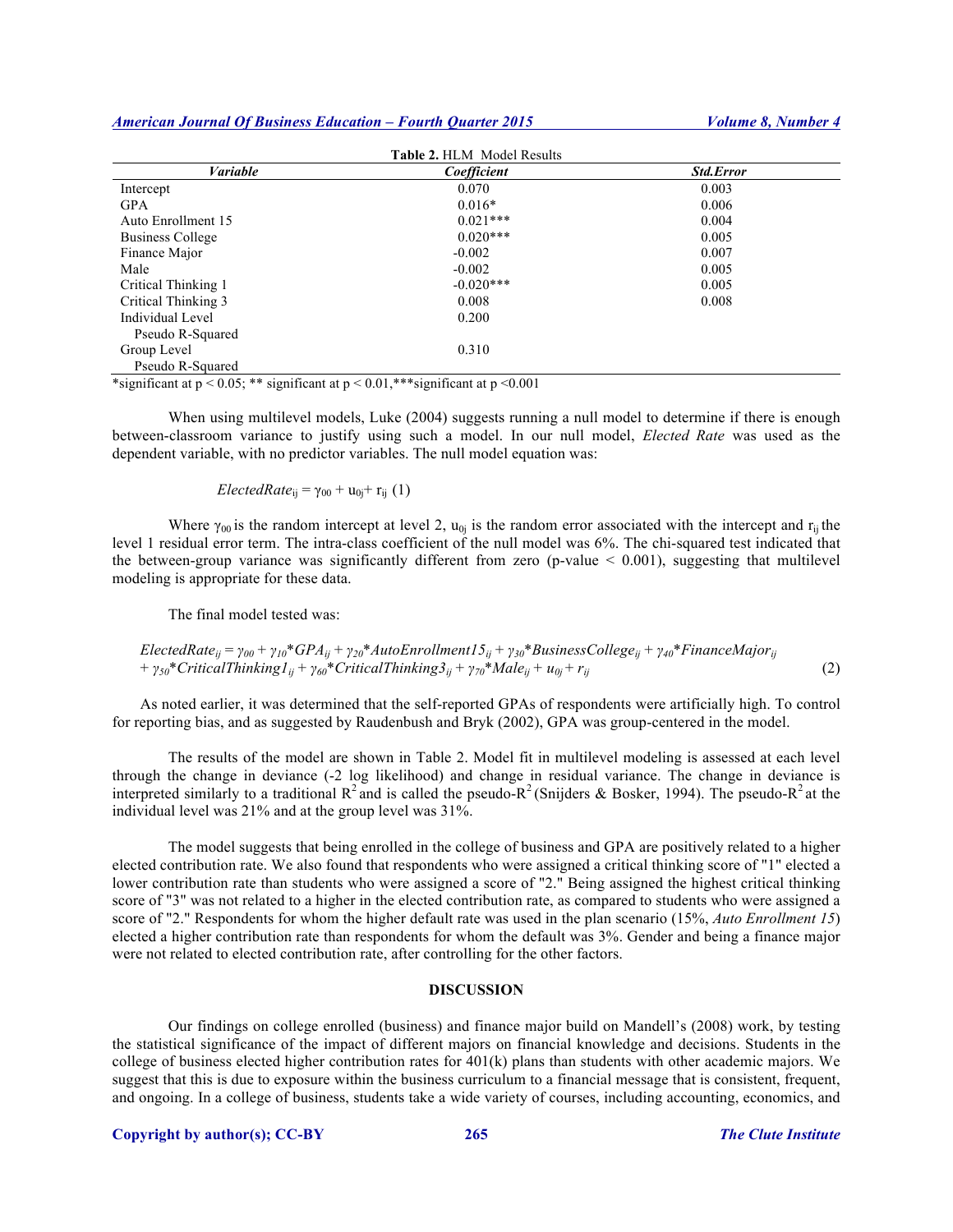**Table 2.** HLM Model Results

| *Variable* | *Coefficient* | *Std.Error* |
|---|---|---|
| Intercept | 0.070 | 0.003 |
| GPA | 0.016* | 0.006 |
| Auto Enrollment 15 | 0.021*** | 0.004 |
| Business College | 0.020*** | 0.005 |
| Finance Major | -0.002 | 0.007 |
| Male | -0.002 | 0.005 |
| Critical Thinking 1 | -0.020*** | 0.005 |
| Critical Thinking 3 | 0.008 | 0.008 |
| Individual Level Pseudo R-Squared | 0.200 | |
| Group Level Pseudo R-Squared | 0.310 | |

*significant at $p < 0.05$; ** significant at $p < 0.01$,***significant at $p < 0.001$

When using multilevel models, Luke (2004) suggests running a null model to determine if there is enough between-classroom variance to justify using such a model. In our null model, *Elected Rate* was used as the dependent variable, with no predictor variables. The null model equation was:

$$ElectedRate_{ij} = \gamma_{00} + u_{0j} + r_{ij} \quad (1)$$

Where $\gamma_{00}$ is the random intercept at level 2, $u_{0j}$ is the random error associated with the intercept and $r_{ij}$ the level 1 residual error term. The intra-class coefficient of the null model was 6%. The chi-squared test indicated that the between-group variance was significantly different from zero (p-value < 0.001), suggesting that multilevel modeling is appropriate for these data.

The final model tested was:

$$ElectedRate_{ij} = \gamma_{00} + \gamma_{10}*GPA_{ij} + \gamma_{20}*AutoEnrollment15_{ij} + \gamma_{30}*BusinessCollege_{ij} + \gamma_{40}*FinanceMajor_{ij} + \gamma_{50}*CriticalThinking1_{ij} + \gamma_{60}*CriticalThinking3_{ij} + \gamma_{70}*Male_{ij} + u_{0j} + r_{ij} \quad (2)$$

As noted earlier, it was determined that the self-reported GPAs of respondents were artificially high. To control for reporting bias, and as suggested by Raudenbush and Bryk (2002), GPA was group-centered in the model.

The results of the model are shown in Table 2. Model fit in multilevel modeling is assessed at each level through the change in deviance (-2 log likelihood) and change in residual variance. The change in deviance is interpreted similarly to a traditional $R^2$ and is called the pseudo-$R^2$ (Snijders & Bosker, 1994). The pseudo-$R^2$ at the individual level was 21% and at the group level was 31%.

The model suggests that being enrolled in the college of business and GPA are positively related to a higher elected contribution rate. We also found that respondents who were assigned a critical thinking score of "1" elected a lower contribution rate than students who were assigned a score of "2." Being assigned the highest critical thinking score of "3" was not related to a higher in the elected contribution rate, as compared to students who were assigned a score of "2." Respondents for whom the higher default rate was used in the plan scenario (15%, *Auto Enrollment 15*) elected a higher contribution rate than respondents for whom the default was 3%. Gender and being a finance major were not related to elected contribution rate, after controlling for the other factors.

## DISCUSSION

Our findings on college enrolled (business) and finance major build on Mandell's (2008) work, by testing the statistical significance of the impact of different majors on financial knowledge and decisions. Students in the college of business elected higher contribution rates for 401(k) plans than students with other academic majors. We suggest that this is due to exposure within the business curriculum to a financial message that is consistent, frequent, and ongoing. In a college of business, students take a wide variety of courses, including accounting, economics, and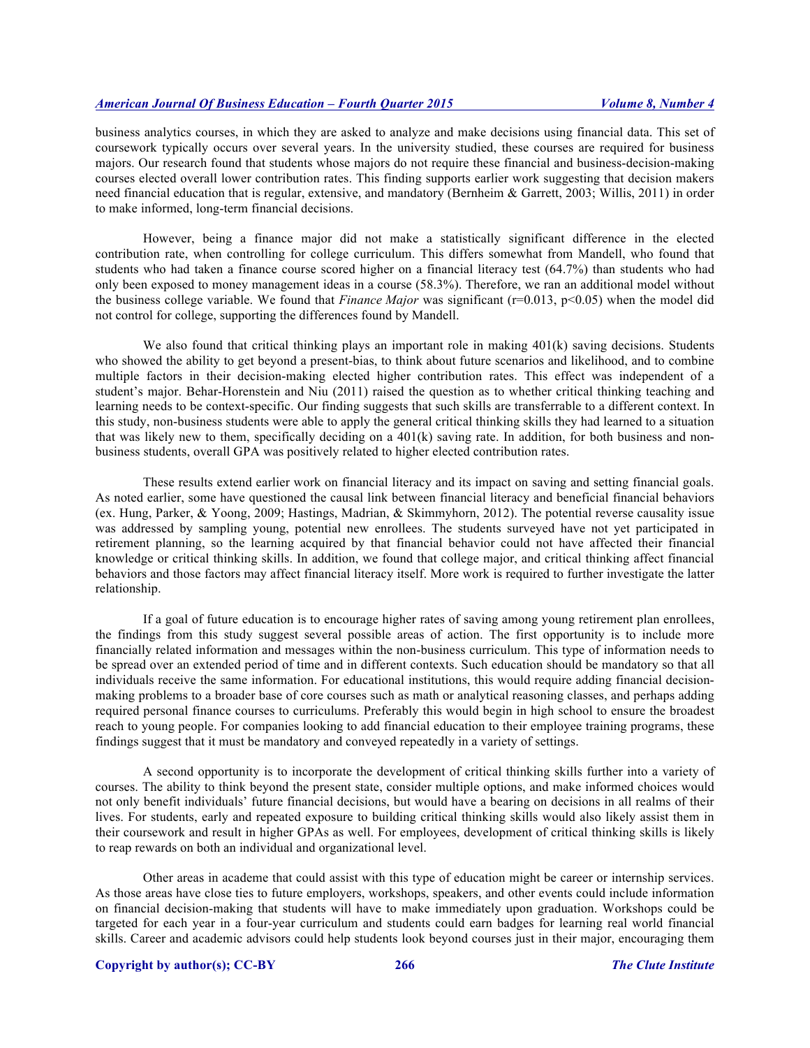business analytics courses, in which they are asked to analyze and make decisions using financial data. This set of coursework typically occurs over several years. In the university studied, these courses are required for business majors. Our research found that students whose majors do not require these financial and business-decision-making courses elected overall lower contribution rates. This finding supports earlier work suggesting that decision makers need financial education that is regular, extensive, and mandatory (Bernheim & Garrett, 2003; Willis, 2011) in order to make informed, long-term financial decisions.

However, being a finance major did not make a statistically significant difference in the elected contribution rate, when controlling for college curriculum. This differs somewhat from Mandell, who found that students who had taken a finance course scored higher on a financial literacy test (64.7%) than students who had only been exposed to money management ideas in a course (58.3%). Therefore, we ran an additional model without the business college variable. We found that *Finance Major* was significant ($r=0.013$, $p<0.05$) when the model did not control for college, supporting the differences found by Mandell.

We also found that critical thinking plays an important role in making 401(k) saving decisions. Students who showed the ability to get beyond a present-bias, to think about future scenarios and likelihood, and to combine multiple factors in their decision-making elected higher contribution rates. This effect was independent of a student's major. Behar-Horenstein and Niu (2011) raised the question as to whether critical thinking teaching and learning needs to be context-specific. Our finding suggests that such skills are transferrable to a different context. In this study, non-business students were able to apply the general critical thinking skills they had learned to a situation that was likely new to them, specifically deciding on a 401(k) saving rate. In addition, for both business and non-business students, overall GPA was positively related to higher elected contribution rates.

These results extend earlier work on financial literacy and its impact on saving and setting financial goals. As noted earlier, some have questioned the causal link between financial literacy and beneficial financial behaviors (ex. Hung, Parker, & Yoong, 2009; Hastings, Madrian, & Skimmyhorn, 2012). The potential reverse causality issue was addressed by sampling young, potential new enrollees. The students surveyed have not yet participated in retirement planning, so the learning acquired by that financial behavior could not have affected their financial knowledge or critical thinking skills. In addition, we found that college major, and critical thinking affect financial behaviors and those factors may affect financial literacy itself. More work is required to further investigate the latter relationship.

If a goal of future education is to encourage higher rates of saving among young retirement plan enrollees, the findings from this study suggest several possible areas of action. The first opportunity is to include more financially related information and messages within the non-business curriculum. This type of information needs to be spread over an extended period of time and in different contexts. Such education should be mandatory so that all individuals receive the same information. For educational institutions, this would require adding financial decision-making problems to a broader base of core courses such as math or analytical reasoning classes, and perhaps adding required personal finance courses to curriculums. Preferably this would begin in high school to ensure the broadest reach to young people. For companies looking to add financial education to their employee training programs, these findings suggest that it must be mandatory and conveyed repeatedly in a variety of settings.

A second opportunity is to incorporate the development of critical thinking skills further into a variety of courses. The ability to think beyond the present state, consider multiple options, and make informed choices would not only benefit individuals' future financial decisions, but would have a bearing on decisions in all realms of their lives. For students, early and repeated exposure to building critical thinking skills would also likely assist them in their coursework and result in higher GPAs as well. For employees, development of critical thinking skills is likely to reap rewards on both an individual and organizational level.

Other areas in academe that could assist with this type of education might be career or internship services. As those areas have close ties to future employers, workshops, speakers, and other events could include information on financial decision-making that students will have to make immediately upon graduation. Workshops could be targeted for each year in a four-year curriculum and students could earn badges for learning real world financial skills. Career and academic advisors could help students look beyond courses just in their major, encouraging them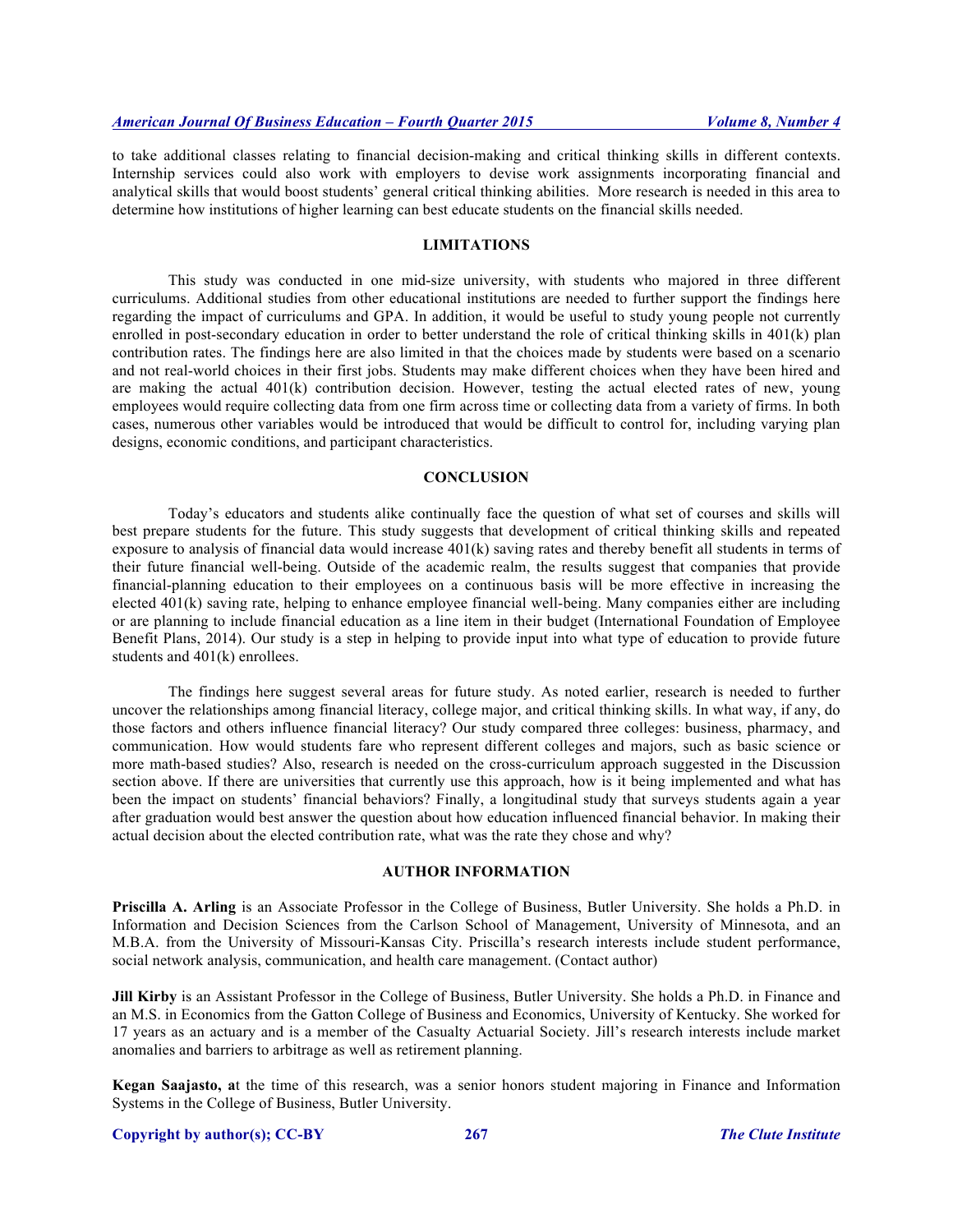to take additional classes relating to financial decision-making and critical thinking skills in different contexts. Internship services could also work with employers to devise work assignments incorporating financial and analytical skills that would boost students' general critical thinking abilities. More research is needed in this area to determine how institutions of higher learning can best educate students on the financial skills needed.

## LIMITATIONS

This study was conducted in one mid-size university, with students who majored in three different curriculums. Additional studies from other educational institutions are needed to further support the findings here regarding the impact of curriculums and GPA. In addition, it would be useful to study young people not currently enrolled in post-secondary education in order to better understand the role of critical thinking skills in 401(k) plan contribution rates. The findings here are also limited in that the choices made by students were based on a scenario and not real-world choices in their first jobs. Students may make different choices when they have been hired and are making the actual 401(k) contribution decision. However, testing the actual elected rates of new, young employees would require collecting data from one firm across time or collecting data from a variety of firms. In both cases, numerous other variables would be introduced that would be difficult to control for, including varying plan designs, economic conditions, and participant characteristics.

## CONCLUSION

Today's educators and students alike continually face the question of what set of courses and skills will best prepare students for the future. This study suggests that development of critical thinking skills and repeated exposure to analysis of financial data would increase 401(k) saving rates and thereby benefit all students in terms of their future financial well-being. Outside of the academic realm, the results suggest that companies that provide financial-planning education to their employees on a continuous basis will be more effective in increasing the elected 401(k) saving rate, helping to enhance employee financial well-being. Many companies either are including or are planning to include financial education as a line item in their budget (International Foundation of Employee Benefit Plans, 2014). Our study is a step in helping to provide input into what type of education to provide future students and 401(k) enrollees.

The findings here suggest several areas for future study. As noted earlier, research is needed to further uncover the relationships among financial literacy, college major, and critical thinking skills. In what way, if any, do those factors and others influence financial literacy? Our study compared three colleges: business, pharmacy, and communication. How would students fare who represent different colleges and majors, such as basic science or more math-based studies? Also, research is needed on the cross-curriculum approach suggested in the Discussion section above. If there are universities that currently use this approach, how is it being implemented and what has been the impact on students' financial behaviors? Finally, a longitudinal study that surveys students again a year after graduation would best answer the question about how education influenced financial behavior. In making their actual decision about the elected contribution rate, what was the rate they chose and why?

## AUTHOR INFORMATION

**Priscilla A. Arling** is an Associate Professor in the College of Business, Butler University. She holds a Ph.D. in Information and Decision Sciences from the Carlson School of Management, University of Minnesota, and an M.B.A. from the University of Missouri-Kansas City. Priscilla's research interests include student performance, social network analysis, communication, and health care management. (Contact author)

**Jill Kirby** is an Assistant Professor in the College of Business, Butler University. She holds a Ph.D. in Finance and an M.S. in Economics from the Gatton College of Business and Economics, University of Kentucky. She worked for 17 years as an actuary and is a member of the Casualty Actuarial Society. Jill's research interests include market anomalies and barriers to arbitrage as well as retirement planning.

**Kegan Saajasto, a**t the time of this research, was a senior honors student majoring in Finance and Information Systems in the College of Business, Butler University.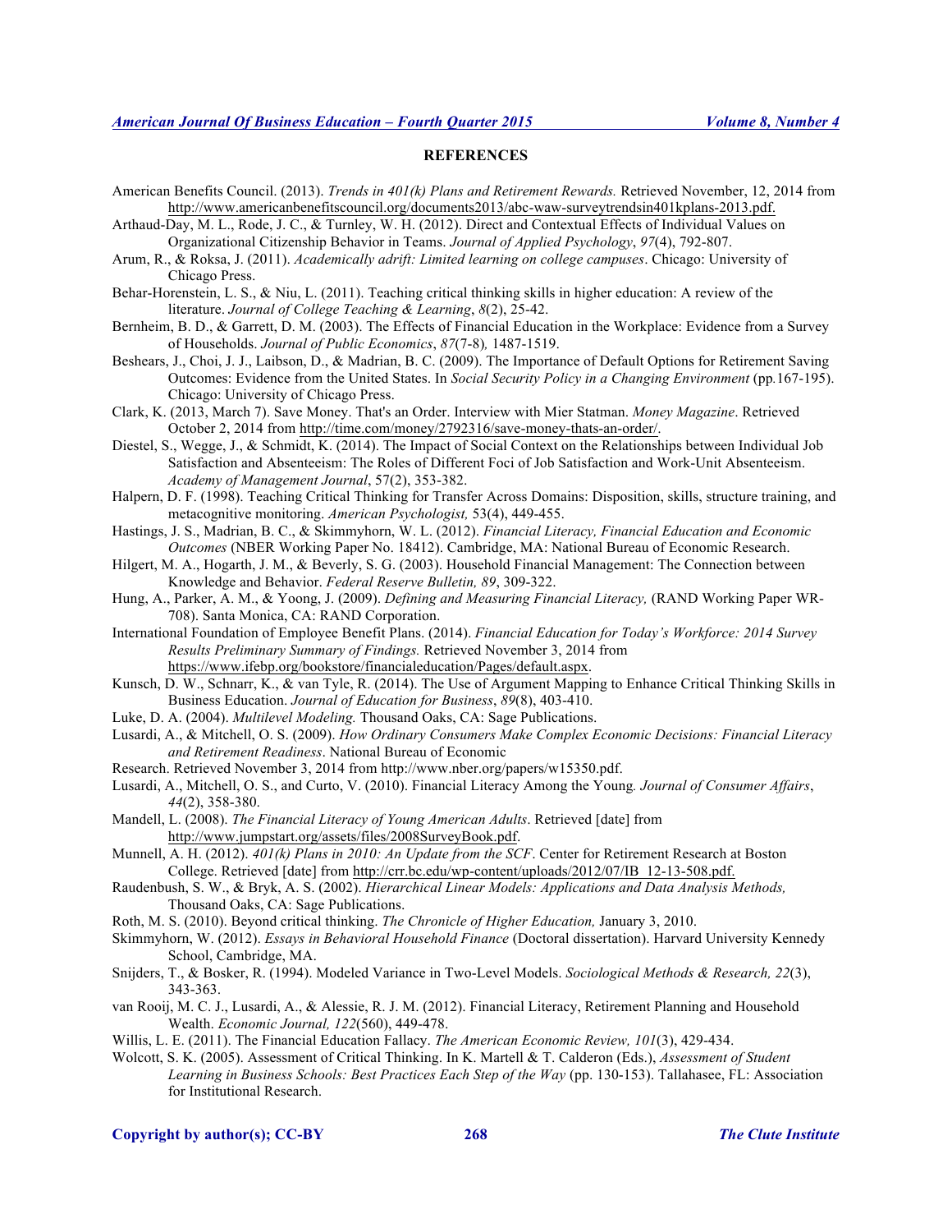**REFERENCES**

American Benefits Council. (2013). *Trends in 401(k) Plans and Retirement Rewards.* Retrieved November, 12, 2014 from http://www.americanbenefitscouncil.org/documents2013/abc-waw-surveytrendsin401kplans-2013.pdf.

Arthaud-Day, M. L., Rode, J. C., & Turnley, W. H. (2012). Direct and Contextual Effects of Individual Values on Organizational Citizenship Behavior in Teams. *Journal of Applied Psychology*, *97*(4), 792-807.

Arum, R., & Roksa, J. (2011). *Academically adrift: Limited learning on college campuses*. Chicago: University of Chicago Press.

Behar-Horenstein, L. S., & Niu, L. (2011). Teaching critical thinking skills in higher education: A review of the literature. *Journal of College Teaching & Learning*, *8*(2), 25-42.

Bernheim, B. D., & Garrett, D. M. (2003). The Effects of Financial Education in the Workplace: Evidence from a Survey of Households. *Journal of Public Economics*, *87*(7-8), 1487-1519.

Beshears, J., Choi, J. J., Laibson, D., & Madrian, B. C. (2009). The Importance of Default Options for Retirement Saving Outcomes: Evidence from the United States. In *Social Security Policy in a Changing Environment* (pp.167-195). Chicago: University of Chicago Press.

Clark, K. (2013, March 7). Save Money. That's an Order. Interview with Mier Statman. *Money Magazine*. Retrieved October 2, 2014 from http://time.com/money/2792316/save-money-thats-an-order/.

Diestel, S., Wegge, J., & Schmidt, K. (2014). The Impact of Social Context on the Relationships between Individual Job Satisfaction and Absenteeism: The Roles of Different Foci of Job Satisfaction and Work-Unit Absenteeism. *Academy of Management Journal*, 57(2), 353-382.

Halpern, D. F. (1998). Teaching Critical Thinking for Transfer Across Domains: Disposition, skills, structure training, and metacognitive monitoring. *American Psychologist,* 53(4), 449-455.

Hastings, J. S., Madrian, B. C., & Skimmyhorn, W. L. (2012). *Financial Literacy, Financial Education and Economic Outcomes* (NBER Working Paper No. 18412). Cambridge, MA: National Bureau of Economic Research.

Hilgert, M. A., Hogarth, J. M., & Beverly, S. G. (2003). Household Financial Management: The Connection between Knowledge and Behavior. *Federal Reserve Bulletin, 89*, 309-322.

Hung, A., Parker, A. M., & Yoong, J. (2009). *Defining and Measuring Financial Literacy,* (RAND Working Paper WR-708). Santa Monica, CA: RAND Corporation.

International Foundation of Employee Benefit Plans. (2014). *Financial Education for Today's Workforce: 2014 Survey Results Preliminary Summary of Findings.* Retrieved November 3, 2014 from https://www.ifebp.org/bookstore/financialeducation/Pages/default.aspx.

Kunsch, D. W., Schnarr, K., & van Tyle, R. (2014). The Use of Argument Mapping to Enhance Critical Thinking Skills in Business Education. *Journal of Education for Business*, *89*(8), 403-410.

Luke, D. A. (2004). *Multilevel Modeling.* Thousand Oaks, CA: Sage Publications.

Lusardi, A., & Mitchell, O. S. (2009). *How Ordinary Consumers Make Complex Economic Decisions: Financial Literacy and Retirement Readiness*. National Bureau of Economic Research. Retrieved November 3, 2014 from http://www.nber.org/papers/w15350.pdf.

Lusardi, A., Mitchell, O. S., and Curto, V. (2010). Financial Literacy Among the Young*. Journal of Consumer Affairs*, *44*(2), 358-380.

Mandell, L. (2008). *The Financial Literacy of Young American Adults*. Retrieved [date] from http://www.jumpstart.org/assets/files/2008SurveyBook.pdf.

Munnell, A. H. (2012). *401(k) Plans in 2010: An Update from the SCF*. Center for Retirement Research at Boston College. Retrieved [date] from http://crr.bc.edu/wp-content/uploads/2012/07/IB_12-13-508.pdf.

Raudenbush, S. W., & Bryk, A. S. (2002). *Hierarchical Linear Models: Applications and Data Analysis Methods,* Thousand Oaks, CA: Sage Publications.

Roth, M. S. (2010). Beyond critical thinking. *The Chronicle of Higher Education,* January 3, 2010.

Skimmyhorn, W. (2012). *Essays in Behavioral Household Finance* (Doctoral dissertation). Harvard University Kennedy School, Cambridge, MA.

Snijders, T., & Bosker, R. (1994). Modeled Variance in Two-Level Models. *Sociological Methods & Research, 22*(3), 343-363.

van Rooij, M. C. J., Lusardi, A., & Alessie, R. J. M. (2012). Financial Literacy, Retirement Planning and Household Wealth. *Economic Journal, 122*(560), 449-478.

Willis, L. E. (2011). The Financial Education Fallacy. *The American Economic Review, 101*(3), 429-434.

Wolcott, S. K. (2005). Assessment of Critical Thinking. In K. Martell & T. Calderon (Eds.), *Assessment of Student Learning in Business Schools: Best Practices Each Step of the Way* (pp. 130-153). Tallahasee, FL: Association for Institutional Research.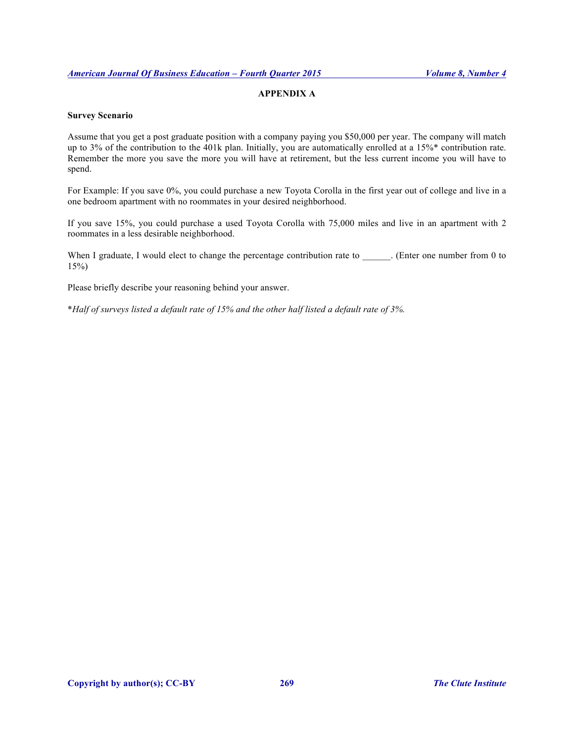## APPENDIX A

**Survey Scenario**

Assume that you get a post graduate position with a company paying you $50,000 per year. The company will match up to 3% of the contribution to the 401k plan. Initially, you are automatically enrolled at a 15%* contribution rate. Remember the more you save the more you will have at retirement, but the less current income you will have to spend.

For Example: If you save 0%, you could purchase a new Toyota Corolla in the first year out of college and live in a one bedroom apartment with no roommates in your desired neighborhood.

If you save 15%, you could purchase a used Toyota Corolla with 75,000 miles and live in an apartment with 2 roommates in a less desirable neighborhood.

When I graduate, I would elect to change the percentage contribution rate to ______. (Enter one number from 0 to 15%)

Please briefly describe your reasoning behind your answer.

**Half of surveys listed a default rate of 15% and the other half listed a default rate of 3%.*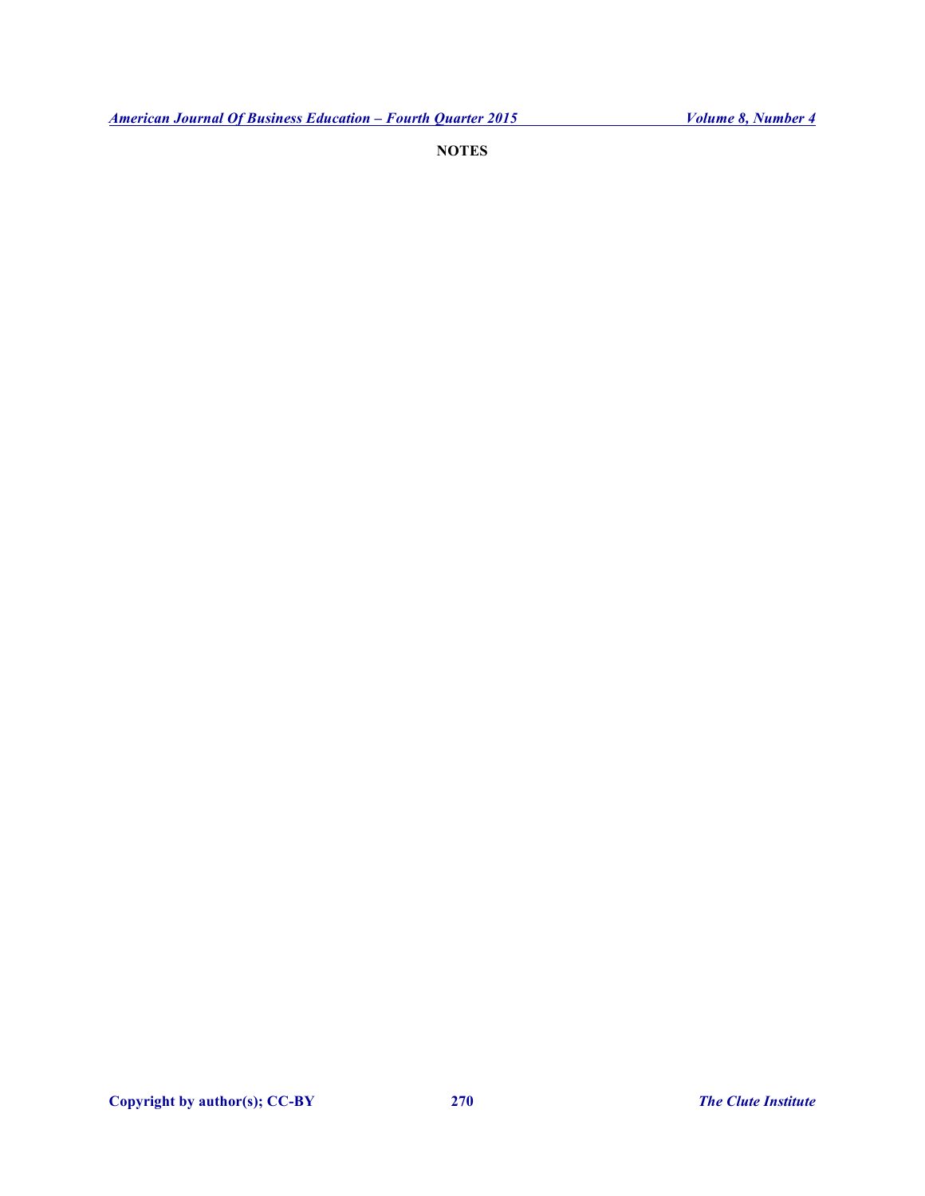**NOTES**